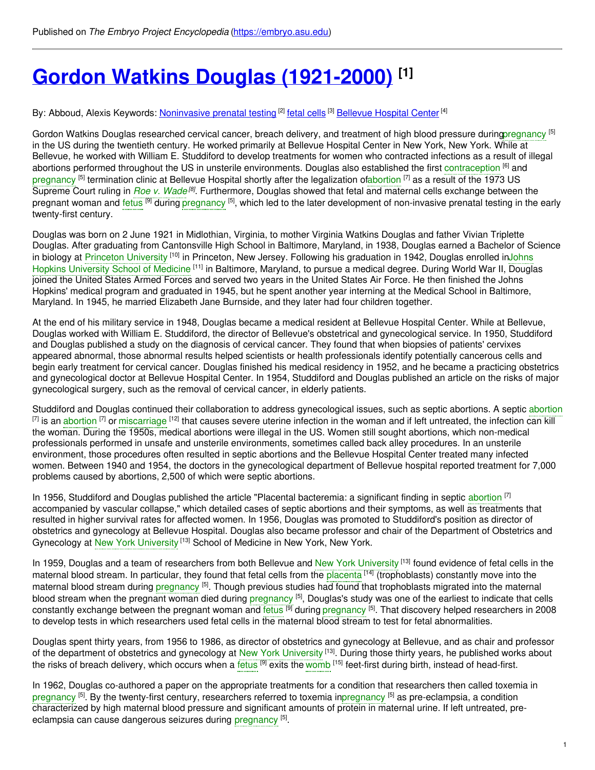Published on *The Embryo Project Encyclopedia* (https://embryo.asu.edu)

# Gordon Watkins Douglas (1921-2000) [1]

By: Abboud, Alexis Keywords: Noninvasive prenatal testing [2] fetal cells [3] Bellevue Hospital Center [4]

Gordon Watkins Douglas researched cervical cancer, breach delivery, and treatment of high blood pressure duringpregnancy [5] in the US during the twentieth century. He worked primarily at Bellevue Hospital Center in New York, New York. While at Bellevue, he worked with William E. Studdiford to develop treatments for women who contracted infections as a result of illegal abortions performed throughout the US in unsterile environments. Douglas also established the first contraception [6] and pregnancy [5] termination clinic at Bellevue Hospital shortly after the legalization ofabortion [7] as a result of the 1973 US Supreme Court ruling in *Roe v. Wade* [8]. Furthermore, Douglas showed that fetal and maternal cells exchange between the pregnant woman and fetus [9] during pregnancy [5], which led to the later development of non-invasive prenatal testing in the early twenty-first century.

Douglas was born on 2 June 1921 in Midlothian, Virginia, to mother Virginia Watkins Douglas and father Vivian Triplette Douglas. After graduating from Cantonsville High School in Baltimore, Maryland, in 1938, Douglas earned a Bachelor of Science in biology at Princeton University [10] in Princeton, New Jersey. Following his graduation in 1942, Douglas enrolled inJohns Hopkins University School of Medicine [11] in Baltimore, Maryland, to pursue a medical degree. During World War II, Douglas joined the United States Armed Forces and served two years in the United States Air Force. He then finished the Johns Hopkins' medical program and graduated in 1945, but he spent another year interning at the Medical School in Baltimore, Maryland. In 1945, he married Elizabeth Jane Burnside, and they later had four children together.

At the end of his military service in 1948, Douglas became a medical resident at Bellevue Hospital Center. While at Bellevue, Douglas worked with William E. Studdiford, the director of Bellevue's obstetrical and gynecological service. In 1950, Studdiford and Douglas published a study on the diagnosis of cervical cancer. They found that when biopsies of patients' cervixes appeared abnormal, those abnormal results helped scientists or health professionals identify potentially cancerous cells and begin early treatment for cervical cancer. Douglas finished his medical residency in 1952, and he became a practicing obstetrics and gynecological doctor at Bellevue Hospital Center. In 1954, Studdiford and Douglas published an article on the risks of major gynecological surgery, such as the removal of cervical cancer, in elderly patients.

Studdiford and Douglas continued their collaboration to address gynecological issues, such as septic abortions. A septic abortion [7] is an abortion [7] or miscarriage [12] that causes severe uterine infection in the woman and if left untreated, the infection can kill the woman. During the 1950s, medical abortions were illegal in the US. Women still sought abortions, which non-medical professionals performed in unsafe and unsterile environments, sometimes called back alley procedures. In an unsterile environment, those procedures often resulted in septic abortions and the Bellevue Hospital Center treated many infected women. Between 1940 and 1954, the doctors in the gynecological department of Bellevue hospital reported treatment for 7,000 problems caused by abortions, 2,500 of which were septic abortions.

In 1956, Studdiford and Douglas published the article "Placental bacteremia: a significant finding in septic abortion [7] accompanied by vascular collapse," which detailed cases of septic abortions and their symptoms, as well as treatments that resulted in higher survival rates for affected women. In 1956, Douglas was promoted to Studdiford's position as director of obstetrics and gynecology at Bellevue Hospital. Douglas also became professor and chair of the Department of Obstetrics and Gynecology at New York University [13] School of Medicine in New York, New York.

In 1959, Douglas and a team of researchers from both Bellevue and New York University [13] found evidence of fetal cells in the maternal blood stream. In particular, they found that fetal cells from the placenta [14] (trophoblasts) constantly move into the maternal blood stream during pregnancy [5]. Though previous studies had found that trophoblasts migrated into the maternal blood stream when the pregnant woman died during pregnancy [5], Douglas's study was one of the earliest to indicate that cells constantly exchange between the pregnant woman and fetus [9] during pregnancy [5]. That discovery helped researchers in 2008 to develop tests in which researchers used fetal cells in the maternal blood stream to test for fetal abnormalities.

Douglas spent thirty years, from 1956 to 1986, as director of obstetrics and gynecology at Bellevue, and as chair and professor of the department of obstetrics and gynecology at New York University [13]. During those thirty years, he published works about the risks of breach delivery, which occurs when a fetus [9] exits the womb [15] feet-first during birth, instead of head-first.

In 1962, Douglas co-authored a paper on the appropriate treatments for a condition that researchers then called toxemia in pregnancy [5]. By the twenty-first century, researchers referred to toxemia inpregnancy [5] as pre-eclampsia, a condition characterized by high maternal blood pressure and significant amounts of protein in maternal urine. If left untreated, pre-eclampsia can cause dangerous seizures during pregnancy [5].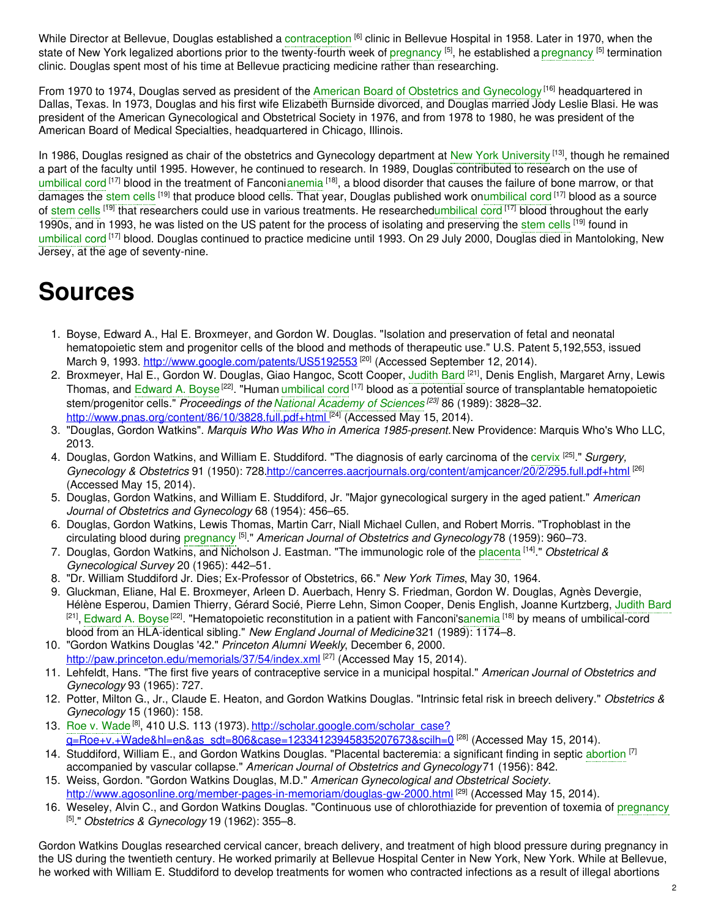While Director at Bellevue, Douglas established a contraception [6] clinic in Bellevue Hospital in 1958. Later in 1970, when the state of New York legalized abortions prior to the twenty-fourth week of pregnancy [5], he established a pregnancy [5] termination clinic. Douglas spent most of his time at Bellevue practicing medicine rather than researching.

From 1970 to 1974, Douglas served as president of the American Board of Obstetrics and Gynecology [16] headquartered in Dallas, Texas. In 1973, Douglas and his first wife Elizabeth Burnside divorced, and Douglas married Jody Leslie Blasi. He was president of the American Gynecological and Obstetrical Society in 1976, and from 1978 to 1980, he was president of the American Board of Medical Specialties, headquartered in Chicago, Illinois.

In 1986, Douglas resigned as chair of the obstetrics and Gynecology department at New York University [13], though he remained a part of the faculty until 1995. However, he continued to research. In 1989, Douglas contributed to research on the use of umbilical cord [17] blood in the treatment of Fanconi anemia [18], a blood disorder that causes the failure of bone marrow, or that damages the stem cells [19] that produce blood cells. That year, Douglas published work on umbilical cord [17] blood as a source of stem cells [19] that researchers could use in various treatments. He researched umbilical cord [17] blood throughout the early 1990s, and in 1993, he was listed on the US patent for the process of isolating and preserving the stem cells [19] found in umbilical cord [17] blood. Douglas continued to practice medicine until 1993. On 29 July 2000, Douglas died in Mantoloking, New Jersey, at the age of seventy-nine.

# Sources

1. Boyse, Edward A., Hal E. Broxmeyer, and Gordon W. Douglas. "Isolation and preservation of fetal and neonatal hematopoietic stem and progenitor cells of the blood and methods of therapeutic use." U.S. Patent 5,192,553, issued March 9, 1993. http://www.google.com/patents/US5192553 [20] (Accessed September 12, 2014).
2. Broxmeyer, Hal E., Gordon W. Douglas, Giao Hangoc, Scott Cooper, Judith Bard [21], Denis English, Margaret Arny, Lewis Thomas, and Edward A. Boyse [22]. "Human umbilical cord [17] blood as a potential source of transplantable hematopoietic stem/progenitor cells." *Proceedings of the National Academy of Sciences [23]* 86 (1989): 3828–32. http://www.pnas.org/content/86/10/3828.full.pdf+html [24] (Accessed May 15, 2014).
3. "Douglas, Gordon Watkins". *Marquis Who Was Who in America 1985-present.* New Providence: Marquis Who's Who LLC, 2013.
4. Douglas, Gordon Watkins, and William E. Studdiford. "The diagnosis of early carcinoma of the cervix [25]." *Surgery, Gynecology & Obstetrics* 91 (1950): 728. http://cancerres.aacrjournals.org/content/amjcancer/20/2/295.full.pdf+html [26] (Accessed May 15, 2014).
5. Douglas, Gordon Watkins, and William E. Studdiford, Jr. "Major gynecological surgery in the aged patient." *American Journal of Obstetrics and Gynecology* 68 (1954): 456–65.
6. Douglas, Gordon Watkins, Lewis Thomas, Martin Carr, Niall Michael Cullen, and Robert Morris. "Trophoblast in the circulating blood during pregnancy [5]." *American Journal of Obstetrics and Gynecology* 78 (1959): 960–73.
7. Douglas, Gordon Watkins, and Nicholson J. Eastman. "The immunologic role of the placenta [14]." *Obstetrical & Gynecological Survey* 20 (1965): 442–51.
8. "Dr. William Studdiford Jr. Dies; Ex-Professor of Obstetrics, 66." *New York Times*, May 30, 1964.
9. Gluckman, Eliane, Hal E. Broxmeyer, Arleen D. Auerbach, Henry S. Friedman, Gordon W. Douglas, Agnès Devergie, Hélène Esperou, Damien Thierry, Gérard Socié, Pierre Lehn, Simon Cooper, Denis English, Joanne Kurtzberg, Judith Bard [21], Edward A. Boyse [22]. "Hematopoietic reconstitution in a patient with Fanconi's anemia [18] by means of umbilical-cord blood from an HLA-identical sibling." *New England Journal of Medicine* 321 (1989): 1174–8.
10. "Gordon Watkins Douglas '42." *Princeton Alumni Weekly*, December 6, 2000. http://paw.princeton.edu/memorials/37/54/index.xml [27] (Accessed May 15, 2014).
11. Lehfeldt, Hans. "The first five years of contraceptive service in a municipal hospital." *American Journal of Obstetrics and Gynecology* 93 (1965): 727.
12. Potter, Milton G., Jr., Claude E. Heaton, and Gordon Watkins Douglas. "Intrinsic fetal risk in breech delivery." *Obstetrics & Gynecology* 15 (1960): 158.
13. Roe v. Wade [8], 410 U.S. 113 (1973). http://scholar.google.com/scholar_case?q=Roe+v.+Wade&hl=en&as_sdt=806&case=12334123945835207673&scilh=0 [28] (Accessed May 15, 2014).
14. Studdiford, William E., and Gordon Watkins Douglas. "Placental bacteremia: a significant finding in septic abortion [7] accompanied by vascular collapse." *American Journal of Obstetrics and Gynecology* 71 (1956): 842.
15. Weiss, Gordon. "Gordon Watkins Douglas, M.D." *American Gynecological and Obstetrical Society.* http://www.agosonline.org/member-pages-in-memoriam/douglas-gw-2000.html [29] (Accessed May 15, 2014).
16. Weseley, Alvin C., and Gordon Watkins Douglas. "Continuous use of chlorothiazide for prevention of toxemia of pregnancy [5]." *Obstetrics & Gynecology* 19 (1962): 355–8.

Gordon Watkins Douglas researched cervical cancer, breach delivery, and treatment of high blood pressure during pregnancy in the US during the twentieth century. He worked primarily at Bellevue Hospital Center in New York, New York. While at Bellevue, he worked with William E. Studdiford to develop treatments for women who contracted infections as a result of illegal abortions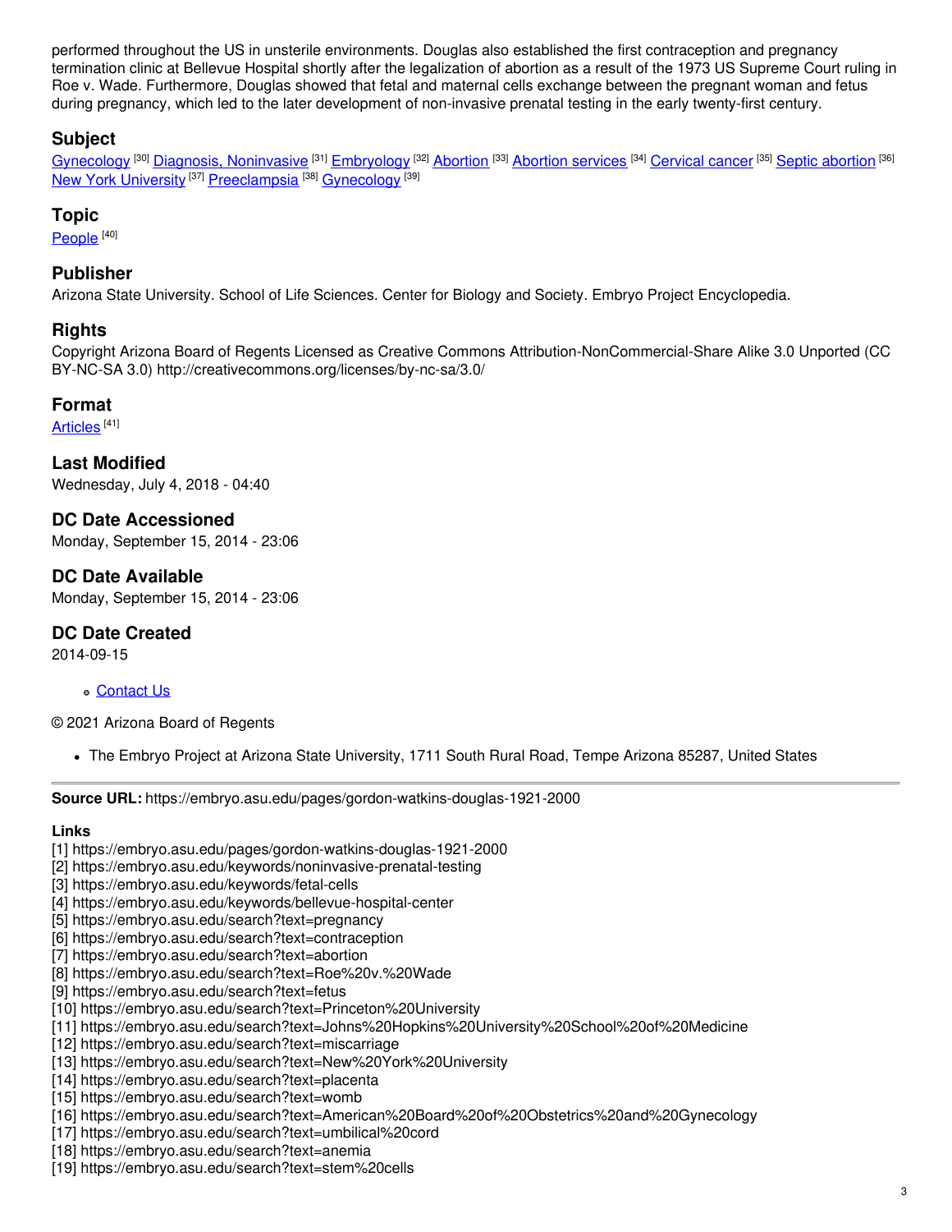performed throughout the US in unsterile environments. Douglas also established the first contraception and pregnancy termination clinic at Bellevue Hospital shortly after the legalization of abortion as a result of the 1973 US Supreme Court ruling in Roe v. Wade. Furthermore, Douglas showed that fetal and maternal cells exchange between the pregnant woman and fetus during pregnancy, which led to the later development of non-invasive prenatal testing in the early twenty-first century.

## Subject

Gynecology [30] Diagnosis, Noninvasive [31] Embryology [32] Abortion [33] Abortion services [34] Cervical cancer [35] Septic abortion [36] New York University [37] Preeclampsia [38] Gynecology [39]

## Topic

People [40]

## Publisher

Arizona State University. School of Life Sciences. Center for Biology and Society. Embryo Project Encyclopedia.

## Rights

Copyright Arizona Board of Regents Licensed as Creative Commons Attribution-NonCommercial-Share Alike 3.0 Unported (CC BY-NC-SA 3.0) http://creativecommons.org/licenses/by-nc-sa/3.0/

## Format

Articles [41]

## Last Modified

Wednesday, July 4, 2018 - 04:40

## DC Date Accessioned

Monday, September 15, 2014 - 23:06

## DC Date Available

Monday, September 15, 2014 - 23:06

## DC Date Created

2014-09-15

- Contact Us

© 2021 Arizona Board of Regents

- The Embryo Project at Arizona State University, 1711 South Rural Road, Tempe Arizona 85287, United States

---

**Source URL:** https://embryo.asu.edu/pages/gordon-watkins-douglas-1921-2000

**Links**

[1] https://embryo.asu.edu/pages/gordon-watkins-douglas-1921-2000
[2] https://embryo.asu.edu/keywords/noninvasive-prenatal-testing
[3] https://embryo.asu.edu/keywords/fetal-cells
[4] https://embryo.asu.edu/keywords/bellevue-hospital-center
[5] https://embryo.asu.edu/search?text=pregnancy
[6] https://embryo.asu.edu/search?text=contraception
[7] https://embryo.asu.edu/search?text=abortion
[8] https://embryo.asu.edu/search?text=Roe%20v.%20Wade
[9] https://embryo.asu.edu/search?text=fetus
[10] https://embryo.asu.edu/search?text=Princeton%20University
[11] https://embryo.asu.edu/search?text=Johns%20Hopkins%20University%20School%20of%20Medicine
[12] https://embryo.asu.edu/search?text=miscarriage
[13] https://embryo.asu.edu/search?text=New%20York%20University
[14] https://embryo.asu.edu/search?text=placenta
[15] https://embryo.asu.edu/search?text=womb
[16] https://embryo.asu.edu/search?text=American%20Board%20of%20Obstetrics%20and%20Gynecology
[17] https://embryo.asu.edu/search?text=umbilical%20cord
[18] https://embryo.asu.edu/search?text=anemia
[19] https://embryo.asu.edu/search?text=stem%20cells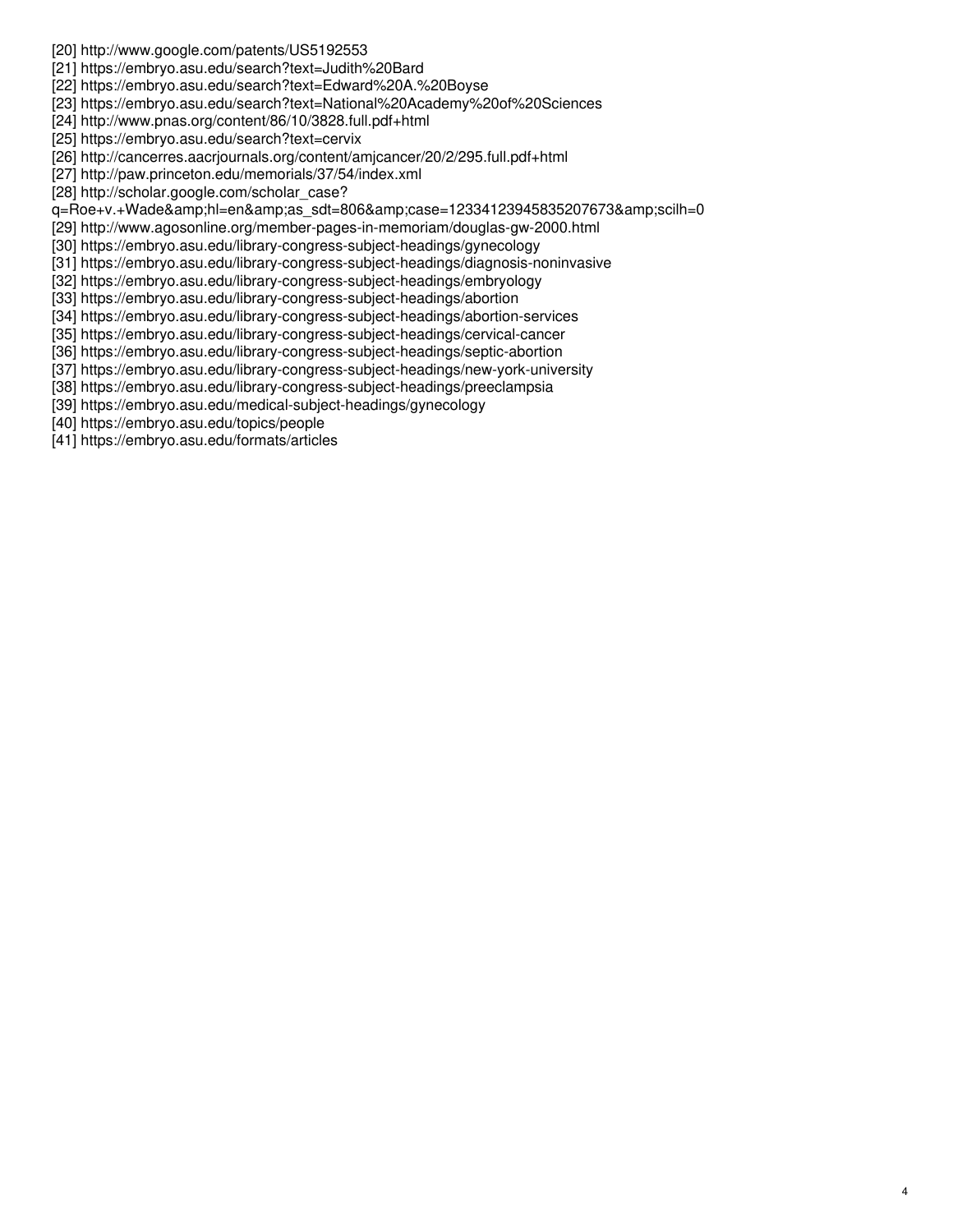[20] http://www.google.com/patents/US5192553
[21] https://embryo.asu.edu/search?text=Judith%20Bard
[22] https://embryo.asu.edu/search?text=Edward%20A.%20Boyse
[23] https://embryo.asu.edu/search?text=National%20Academy%20of%20Sciences
[24] http://www.pnas.org/content/86/10/3828.full.pdf+html
[25] https://embryo.asu.edu/search?text=cervix
[26] http://cancerres.aacrjournals.org/content/amjcancer/20/2/295.full.pdf+html
[27] http://paw.princeton.edu/memorials/37/54/index.xml
[28] http://scholar.google.com/scholar_case?q=Roe+v.+Wade&amp;hl=en&amp;as_sdt=806&amp;case=12334123945835207673&amp;scilh=0
[29] http://www.agosonline.org/member-pages-in-memoriam/douglas-gw-2000.html
[30] https://embryo.asu.edu/library-congress-subject-headings/gynecology
[31] https://embryo.asu.edu/library-congress-subject-headings/diagnosis-noninvasive
[32] https://embryo.asu.edu/library-congress-subject-headings/embryology
[33] https://embryo.asu.edu/library-congress-subject-headings/abortion
[34] https://embryo.asu.edu/library-congress-subject-headings/abortion-services
[35] https://embryo.asu.edu/library-congress-subject-headings/cervical-cancer
[36] https://embryo.asu.edu/library-congress-subject-headings/septic-abortion
[37] https://embryo.asu.edu/library-congress-subject-headings/new-york-university
[38] https://embryo.asu.edu/library-congress-subject-headings/preeclampsia
[39] https://embryo.asu.edu/medical-subject-headings/gynecology
[40] https://embryo.asu.edu/topics/people
[41] https://embryo.asu.edu/formats/articles